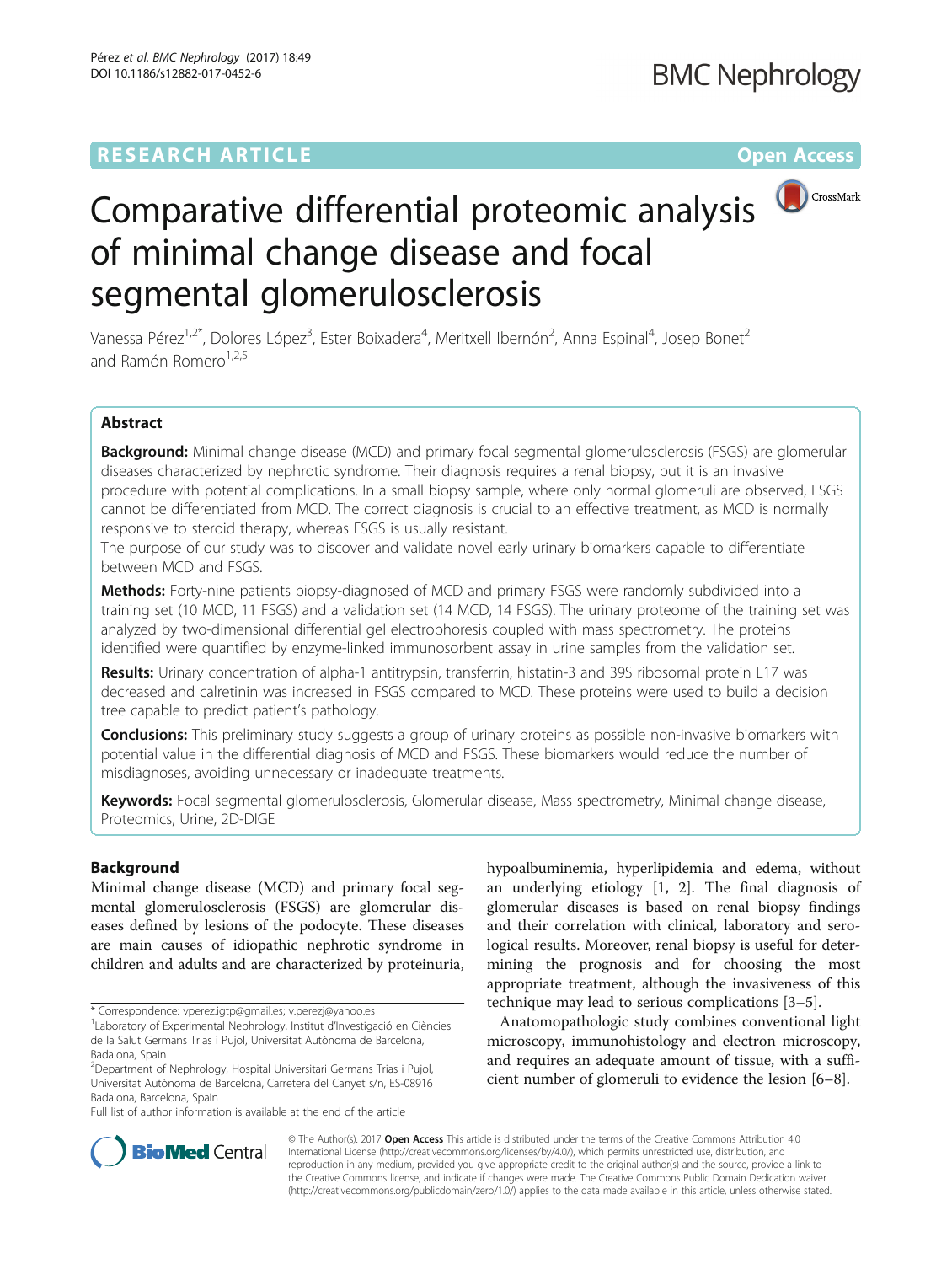RESEARCH ARTICLE

Open Access

# Comparative differential proteomic analysis of minimal change disease and focal segmental glomerulosclerosis

Vanessa Pérez[1,2*], Dolores López[3], Ester Boixadera[4], Meritxell Ibernón[2], Anna Espinal[4], Josep Bonet[2] and Ramón Romero[1,2,5]

## Abstract

**Background:** Minimal change disease (MCD) and primary focal segmental glomerulosclerosis (FSGS) are glomerular diseases characterized by nephrotic syndrome. Their diagnosis requires a renal biopsy, but it is an invasive procedure with potential complications. In a small biopsy sample, where only normal glomeruli are observed, FSGS cannot be differentiated from MCD. The correct diagnosis is crucial to an effective treatment, as MCD is normally responsive to steroid therapy, whereas FSGS is usually resistant.

The purpose of our study was to discover and validate novel early urinary biomarkers capable to differentiate between MCD and FSGS.

**Methods:** Forty-nine patients biopsy-diagnosed of MCD and primary FSGS were randomly subdivided into a training set (10 MCD, 11 FSGS) and a validation set (14 MCD, 14 FSGS). The urinary proteome of the training set was analyzed by two-dimensional differential gel electrophoresis coupled with mass spectrometry. The proteins identified were quantified by enzyme-linked immunosorbent assay in urine samples from the validation set.

**Results:** Urinary concentration of alpha-1 antitrypsin, transferrin, histatin-3 and 39S ribosomal protein L17 was decreased and calretinin was increased in FSGS compared to MCD. These proteins were used to build a decision tree capable to predict patient's pathology.

**Conclusions:** This preliminary study suggests a group of urinary proteins as possible non-invasive biomarkers with potential value in the differential diagnosis of MCD and FSGS. These biomarkers would reduce the number of misdiagnoses, avoiding unnecessary or inadequate treatments.

**Keywords:** Focal segmental glomerulosclerosis, Glomerular disease, Mass spectrometry, Minimal change disease, Proteomics, Urine, 2D-DIGE

## Background

Minimal change disease (MCD) and primary focal segmental glomerulosclerosis (FSGS) are glomerular diseases defined by lesions of the podocyte. These diseases are main causes of idiopathic nephrotic syndrome in children and adults and are characterized by proteinuria, hypoalbuminemia, hyperlipidemia and edema, without an underlying etiology [1, 2]. The final diagnosis of glomerular diseases is based on renal biopsy findings and their correlation with clinical, laboratory and serological results. Moreover, renal biopsy is useful for determining the prognosis and for choosing the most appropriate treatment, although the invasiveness of this technique may lead to serious complications [3–5].

Anatomopathologic study combines conventional light microscopy, immunohistology and electron microscopy, and requires an adequate amount of tissue, with a sufficient number of glomeruli to evidence the lesion [6–8].

* Correspondence: vperez.igtp@gmail.es; v.perezj@yahoo.es

[1]Laboratory of Experimental Nephrology, Institut d'Investigació en Ciències de la Salut Germans Trias i Pujol, Universitat Autònoma de Barcelona, Badalona, Spain

[2]Department of Nephrology, Hospital Universitari Germans Trias i Pujol, Universitat Autònoma de Barcelona, Carretera del Canyet s/n, ES-08916 Badalona, Barcelona, Spain

Full list of author information is available at the end of the article

© The Author(s). 2017 **Open Access** This article is distributed under the terms of the Creative Commons Attribution 4.0 International License (http://creativecommons.org/licenses/by/4.0/), which permits unrestricted use, distribution, and reproduction in any medium, provided you give appropriate credit to the original author(s) and the source, provide a link to the Creative Commons license, and indicate if changes were made. The Creative Commons Public Domain Dedication waiver (http://creativecommons.org/publicdomain/zero/1.0/) applies to the data made available in this article, unless otherwise stated.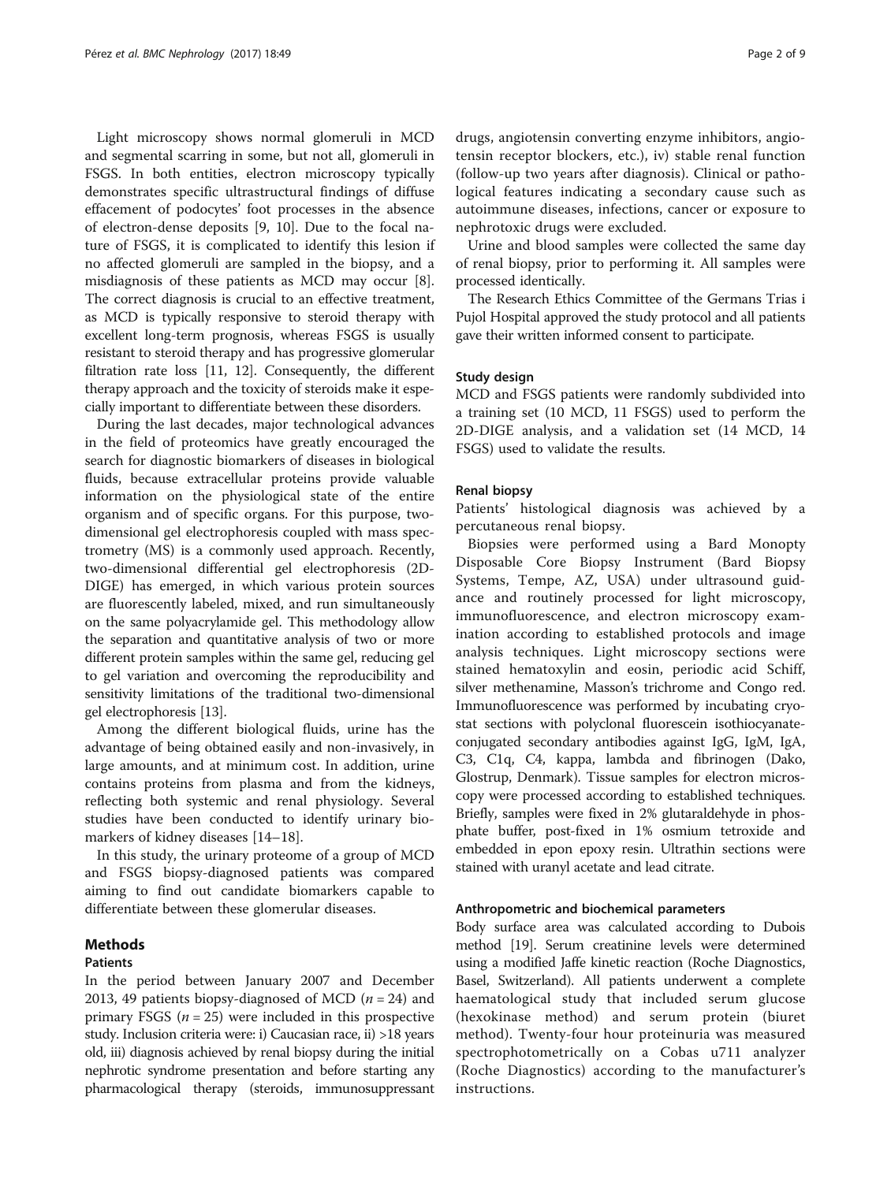Light microscopy shows normal glomeruli in MCD and segmental scarring in some, but not all, glomeruli in FSGS. In both entities, electron microscopy typically demonstrates specific ultrastructural findings of diffuse effacement of podocytes' foot processes in the absence of electron-dense deposits [9, 10]. Due to the focal nature of FSGS, it is complicated to identify this lesion if no affected glomeruli are sampled in the biopsy, and a misdiagnosis of these patients as MCD may occur [8]. The correct diagnosis is crucial to an effective treatment, as MCD is typically responsive to steroid therapy with excellent long-term prognosis, whereas FSGS is usually resistant to steroid therapy and has progressive glomerular filtration rate loss [11, 12]. Consequently, the different therapy approach and the toxicity of steroids make it especially important to differentiate between these disorders.

During the last decades, major technological advances in the field of proteomics have greatly encouraged the search for diagnostic biomarkers of diseases in biological fluids, because extracellular proteins provide valuable information on the physiological state of the entire organism and of specific organs. For this purpose, two-dimensional gel electrophoresis coupled with mass spectrometry (MS) is a commonly used approach. Recently, two-dimensional differential gel electrophoresis (2D-DIGE) has emerged, in which various protein sources are fluorescently labeled, mixed, and run simultaneously on the same polyacrylamide gel. This methodology allow the separation and quantitative analysis of two or more different protein samples within the same gel, reducing gel to gel variation and overcoming the reproducibility and sensitivity limitations of the traditional two-dimensional gel electrophoresis [13].

Among the different biological fluids, urine has the advantage of being obtained easily and non-invasively, in large amounts, and at minimum cost. In addition, urine contains proteins from plasma and from the kidneys, reflecting both systemic and renal physiology. Several studies have been conducted to identify urinary biomarkers of kidney diseases [14–18].

In this study, the urinary proteome of a group of MCD and FSGS biopsy-diagnosed patients was compared aiming to find out candidate biomarkers capable to differentiate between these glomerular diseases.

## Methods

### Patients

In the period between January 2007 and December 2013, 49 patients biopsy-diagnosed of MCD ($n = 24$) and primary FSGS ($n = 25$) were included in this prospective study. Inclusion criteria were: i) Caucasian race, ii) >18 years old, iii) diagnosis achieved by renal biopsy during the initial nephrotic syndrome presentation and before starting any pharmacological therapy (steroids, immunosuppressant drugs, angiotensin converting enzyme inhibitors, angiotensin receptor blockers, etc.), iv) stable renal function (follow-up two years after diagnosis). Clinical or pathological features indicating a secondary cause such as autoimmune diseases, infections, cancer or exposure to nephrotoxic drugs were excluded.

Urine and blood samples were collected the same day of renal biopsy, prior to performing it. All samples were processed identically.

The Research Ethics Committee of the Germans Trias i Pujol Hospital approved the study protocol and all patients gave their written informed consent to participate.

### Study design

MCD and FSGS patients were randomly subdivided into a training set (10 MCD, 11 FSGS) used to perform the 2D-DIGE analysis, and a validation set (14 MCD, 14 FSGS) used to validate the results.

### Renal biopsy

Patients' histological diagnosis was achieved by a percutaneous renal biopsy.

Biopsies were performed using a Bard Monopty Disposable Core Biopsy Instrument (Bard Biopsy Systems, Tempe, AZ, USA) under ultrasound guidance and routinely processed for light microscopy, immunofluorescence, and electron microscopy examination according to established protocols and image analysis techniques. Light microscopy sections were stained hematoxylin and eosin, periodic acid Schiff, silver methenamine, Masson's trichrome and Congo red. Immunofluorescence was performed by incubating cryostat sections with polyclonal fluorescein isothiocyanate-conjugated secondary antibodies against IgG, IgM, IgA, C3, C1q, C4, kappa, lambda and fibrinogen (Dako, Glostrup, Denmark). Tissue samples for electron microscopy were processed according to established techniques. Briefly, samples were fixed in 2% glutaraldehyde in phosphate buffer, post-fixed in 1% osmium tetroxide and embedded in epon epoxy resin. Ultrathin sections were stained with uranyl acetate and lead citrate.

### Anthropometric and biochemical parameters

Body surface area was calculated according to Dubois method [19]. Serum creatinine levels were determined using a modified Jaffe kinetic reaction (Roche Diagnostics, Basel, Switzerland). All patients underwent a complete haematological study that included serum glucose (hexokinase method) and serum protein (biuret method). Twenty-four hour proteinuria was measured spectrophotometrically on a Cobas u711 analyzer (Roche Diagnostics) according to the manufacturer's instructions.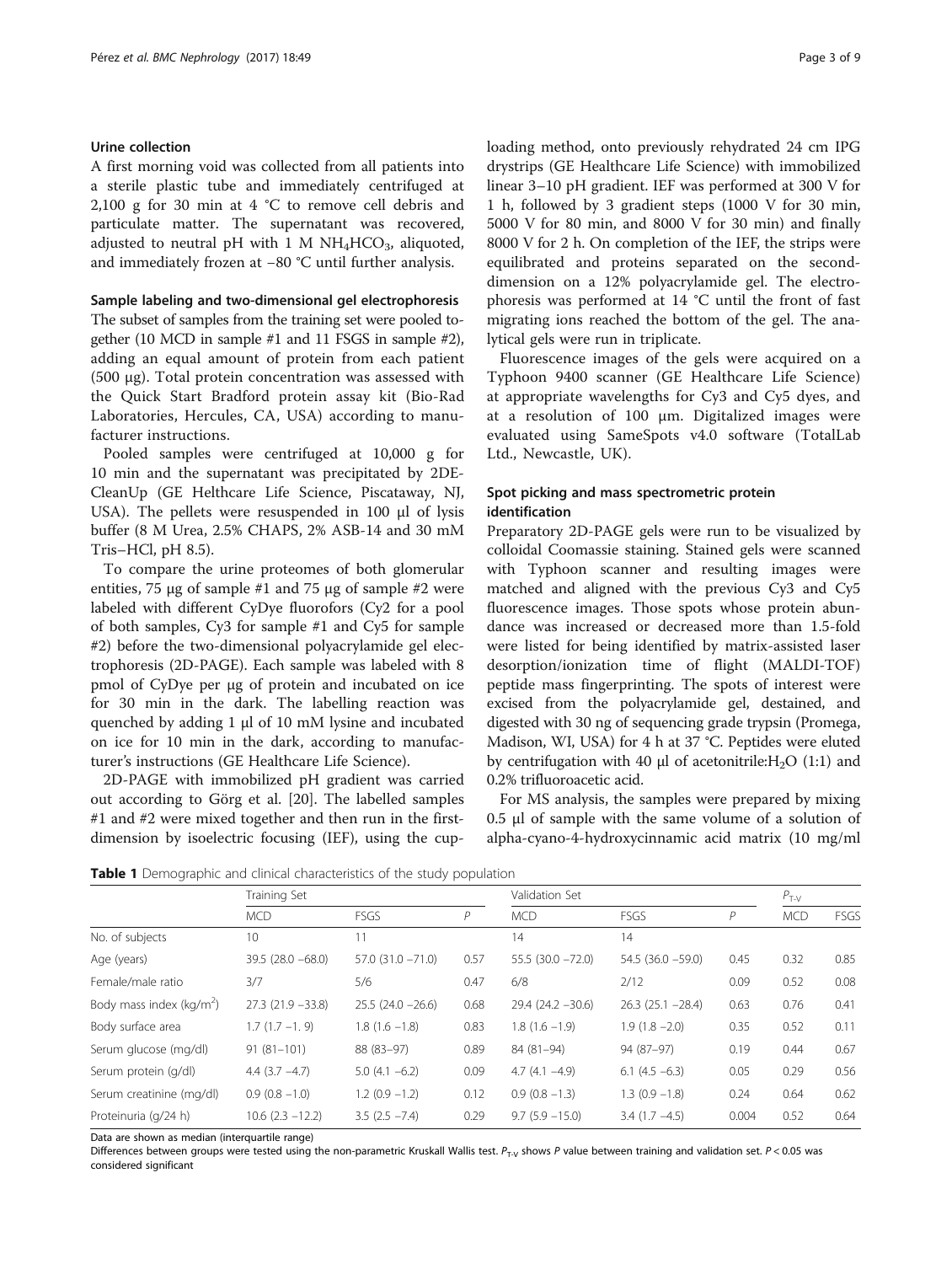### Urine collection

A first morning void was collected from all patients into a sterile plastic tube and immediately centrifuged at 2,100 g for 30 min at 4 °C to remove cell debris and particulate matter. The supernatant was recovered, adjusted to neutral pH with 1 M $NH_4HCO_3$, aliquoted, and immediately frozen at −80 °C until further analysis.

### Sample labeling and two-dimensional gel electrophoresis

The subset of samples from the training set were pooled together (10 MCD in sample #1 and 11 FSGS in sample #2), adding an equal amount of protein from each patient (500 μg). Total protein concentration was assessed with the Quick Start Bradford protein assay kit (Bio-Rad Laboratories, Hercules, CA, USA) according to manufacturer instructions.

Pooled samples were centrifuged at 10,000 g for 10 min and the supernatant was precipitated by 2DE-CleanUp (GE Helthcare Life Science, Piscataway, NJ, USA). The pellets were resuspended in 100 μl of lysis buffer (8 M Urea, 2.5% CHAPS, 2% ASB-14 and 30 mM Tris–HCl, pH 8.5).

To compare the urine proteomes of both glomerular entities, 75 μg of sample #1 and 75 μg of sample #2 were labeled with different CyDye fluorofors (Cy2 for a pool of both samples, Cy3 for sample #1 and Cy5 for sample #2) before the two-dimensional polyacrylamide gel electrophoresis (2D-PAGE). Each sample was labeled with 8 pmol of CyDye per μg of protein and incubated on ice for 30 min in the dark. The labelling reaction was quenched by adding 1 μl of 10 mM lysine and incubated on ice for 10 min in the dark, according to manufacturer's instructions (GE Healthcare Life Science).

2D-PAGE with immobilized pH gradient was carried out according to Görg et al. [20]. The labelled samples #1 and #2 were mixed together and then run in the first-dimension by isoelectric focusing (IEF), using the cup-loading method, onto previously rehydrated 24 cm IPG drystrips (GE Healthcare Life Science) with immobilized linear 3–10 pH gradient. IEF was performed at 300 V for 1 h, followed by 3 gradient steps (1000 V for 30 min, 5000 V for 80 min, and 8000 V for 30 min) and finally 8000 V for 2 h. On completion of the IEF, the strips were equilibrated and proteins separated on the second-dimension on a 12% polyacrylamide gel. The electrophoresis was performed at 14 °C until the front of fast migrating ions reached the bottom of the gel. The analytical gels were run in triplicate.

Fluorescence images of the gels were acquired on a Typhoon 9400 scanner (GE Healthcare Life Science) at appropriate wavelengths for Cy3 and Cy5 dyes, and at a resolution of 100 μm. Digitalized images were evaluated using SameSpots v4.0 software (TotalLab Ltd., Newcastle, UK).

### Spot picking and mass spectrometric protein identification

Preparatory 2D-PAGE gels were run to be visualized by colloidal Coomassie staining. Stained gels were scanned with Typhoon scanner and resulting images were matched and aligned with the previous Cy3 and Cy5 fluorescence images. Those spots whose protein abundance was increased or decreased more than 1.5-fold were listed for being identified by matrix-assisted laser desorption/ionization time of flight (MALDI-TOF) peptide mass fingerprinting. The spots of interest were excised from the polyacrylamide gel, destained, and digested with 30 ng of sequencing grade trypsin (Promega, Madison, WI, USA) for 4 h at 37 °C. Peptides were eluted by centrifugation with 40 μl of acetonitrile:$H_2O$ (1:1) and 0.2% trifluoroacetic acid.

For MS analysis, the samples were prepared by mixing 0.5 μl of sample with the same volume of a solution of alpha-cyano-4-hydroxycinnamic acid matrix (10 mg/ml

**Table 1** Demographic and clinical characteristics of the study population

| | Training Set | | | Validation Set | | | $P_{T\text{-}V}$ | |
|---|---|---|---|---|---|---|---|---|
| | MCD | FSGS | P | MCD | FSGS | P | MCD | FSGS |
| No. of subjects | 10 | 11 | | 14 | 14 | | | |
| Age (years) | 39.5 (28.0 −68.0) | 57.0 (31.0 −71.0) | 0.57 | 55.5 (30.0 −72.0) | 54.5 (36.0 −59.0) | 0.45 | 0.32 | 0.85 |
| Female/male ratio | 3/7 | 5/6 | 0.47 | 6/8 | 2/12 | 0.09 | 0.52 | 0.08 |
| Body mass index (kg/m$^2$) | 27.3 (21.9 −33.8) | 25.5 (24.0 −26.6) | 0.68 | 29.4 (24.2 −30.6) | 26.3 (25.1 −28.4) | 0.63 | 0.76 | 0.41 |
| Body surface area | 1.7 (1.7 −1. 9) | 1.8 (1.6 −1.8) | 0.83 | 1.8 (1.6 −1.9) | 1.9 (1.8 −2.0) | 0.35 | 0.52 | 0.11 |
| Serum glucose (mg/dl) | 91 (81–101) | 88 (83–97) | 0.89 | 84 (81–94) | 94 (87–97) | 0.19 | 0.44 | 0.67 |
| Serum protein (g/dl) | 4.4 (3.7 −4.7) | 5.0 (4.1 −6.2) | 0.09 | 4.7 (4.1 −4.9) | 6.1 (4.5 −6.3) | 0.05 | 0.29 | 0.56 |
| Serum creatinine (mg/dl) | 0.9 (0.8 −1.0) | 1.2 (0.9 −1.2) | 0.12 | 0.9 (0.8 −1.3) | 1.3 (0.9 −1.8) | 0.24 | 0.64 | 0.62 |
| Proteinuria (g/24 h) | 10.6 (2.3 −12.2) | 3.5 (2.5 −7.4) | 0.29 | 9.7 (5.9 −15.0) | 3.4 (1.7 −4.5) | 0.004 | 0.52 | 0.64 |

Data are shown as median (interquartile range)

Differences between groups were tested using the non-parametric Kruskall Wallis test. $P_{T\text{-}V}$ shows P value between training and validation set. $P < 0.05$ was considered significant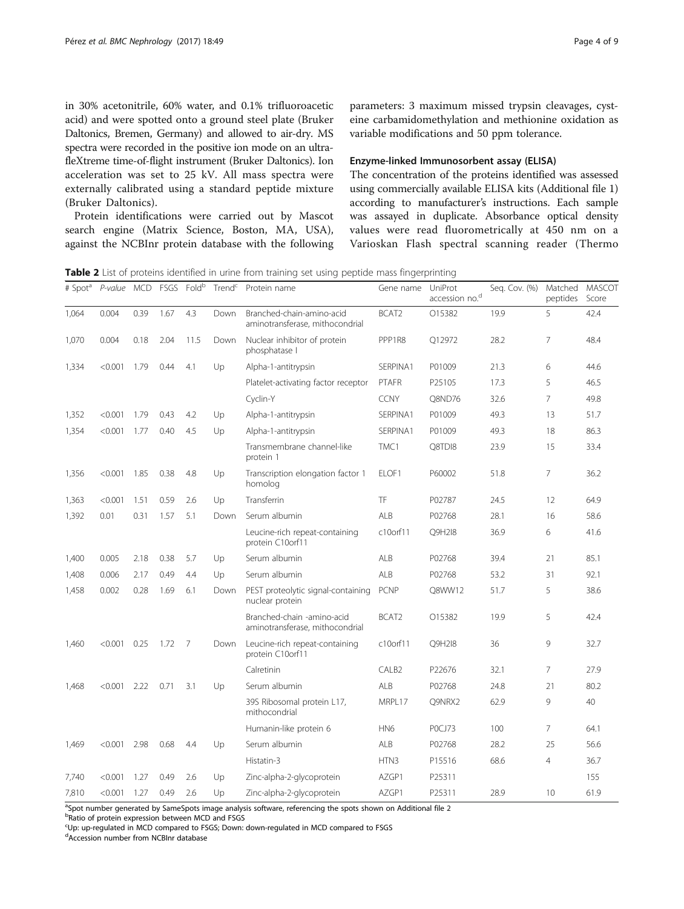in 30% acetonitrile, 60% water, and 0.1% trifluoroacetic acid) and were spotted onto a ground steel plate (Bruker Daltonics, Bremen, Germany) and allowed to air-dry. MS spectra were recorded in the positive ion mode on an ultrafleXtreme time-of-flight instrument (Bruker Daltonics). Ion acceleration was set to 25 kV. All mass spectra were externally calibrated using a standard peptide mixture (Bruker Daltonics).

Protein identifications were carried out by Mascot search engine (Matrix Science, Boston, MA, USA), against the NCBInr protein database with the following parameters: 3 maximum missed trypsin cleavages, cysteine carbamidomethylation and methionine oxidation as variable modifications and 50 ppm tolerance.

### Enzyme-linked Immunosorbent assay (ELISA)

The concentration of the proteins identified was assessed using commercially available ELISA kits (Additional file 1) according to manufacturer's instructions. Each sample was assayed in duplicate. Absorbance optical density values were read fluorometrically at 450 nm on a Varioskan Flash spectral scanning reader (Thermo

**Table 2** List of proteins identified in urine from training set using peptide mass fingerprinting

| # Spot[a] | *P-value* | MCD | FSGS | Fold[b] | Trend[c] | Protein name | Gene name | UniProt accession no.[d] | Seq. Cov. (%) | Matched peptides | MASCOT Score |
|---|---|---|---|---|---|---|---|---|---|---|---|
| 1,064 | 0.004 | 0.39 | 1.67 | 4.3 | Down | Branched-chain-amino-acid aminotransferase, mithocondrial | BCAT2 | O15382 | 19.9 | 5 | 42.4 |
| 1,070 | 0.004 | 0.18 | 2.04 | 11.5 | Down | Nuclear inhibitor of protein phosphatase I | PPP1R8 | Q12972 | 28.2 | 7 | 48.4 |
| 1,334 | <0.001 | 1.79 | 0.44 | 4.1 | Up | Alpha-1-antitrypsin | SERPINA1 | P01009 | 21.3 | 6 | 44.6 |
| | | | | | | Platelet-activating factor receptor | PTAFR | P25105 | 17.3 | 5 | 46.5 |
| | | | | | | Cyclin-Y | CCNY | Q8ND76 | 32.6 | 7 | 49.8 |
| 1,352 | <0.001 | 1.79 | 0.43 | 4.2 | Up | Alpha-1-antitrypsin | SERPINA1 | P01009 | 49.3 | 13 | 51.7 |
| 1,354 | <0.001 | 1.77 | 0.40 | 4.5 | Up | Alpha-1-antitrypsin | SERPINA1 | P01009 | 49.3 | 18 | 86.3 |
| | | | | | | Transmembrane channel-like protein 1 | TMC1 | Q8TDI8 | 23.9 | 15 | 33.4 |
| 1,356 | <0.001 | 1.85 | 0.38 | 4.8 | Up | Transcription elongation factor 1 homolog | ELOF1 | P60002 | 51.8 | 7 | 36.2 |
| 1,363 | <0.001 | 1.51 | 0.59 | 2.6 | Up | Transferrin | TF | P02787 | 24.5 | 12 | 64.9 |
| 1,392 | 0.01 | 0.31 | 1.57 | 5.1 | Down | Serum albumin | ALB | P02768 | 28.1 | 16 | 58.6 |
| | | | | | | Leucine-rich repeat-containing protein C10orf11 | c10orf11 | Q9H2I8 | 36.9 | 6 | 41.6 |
| 1,400 | 0.005 | 2.18 | 0.38 | 5.7 | Up | Serum albumin | ALB | P02768 | 39.4 | 21 | 85.1 |
| 1,408 | 0.006 | 2.17 | 0.49 | 4.4 | Up | Serum albumin | ALB | P02768 | 53.2 | 31 | 92.1 |
| 1,458 | 0.002 | 0.28 | 1.69 | 6.1 | Down | PEST proteolytic signal-containing nuclear protein | PCNP | Q8WW12 | 51.7 | 5 | 38.6 |
| | | | | | | Branched-chain -amino-acid aminotransferase, mithocondrial | BCAT2 | O15382 | 19.9 | 5 | 42.4 |
| 1,460 | <0.001 | 0.25 | 1.72 | 7 | Down | Leucine-rich repeat-containing protein C10orf11 | c10orf11 | Q9H2I8 | 36 | 9 | 32.7 |
| | | | | | | Calretinin | CALB2 | P22676 | 32.1 | 7 | 27.9 |
| 1,468 | <0.001 | 2.22 | 0.71 | 3.1 | Up | Serum albumin | ALB | P02768 | 24.8 | 21 | 80.2 |
| | | | | | | 39S Ribosomal protein L17, mithocondrial | MRPL17 | Q9NRX2 | 62.9 | 9 | 40 |
| | | | | | | Humanin-like protein 6 | HN6 | P0CJ73 | 100 | 7 | 64.1 |
| 1,469 | <0.001 | 2.98 | 0.68 | 4.4 | Up | Serum albumin | ALB | P02768 | 28.2 | 25 | 56.6 |
| | | | | | | Histatin-3 | HTN3 | P15516 | 68.6 | 4 | 36.7 |
| 7,740 | <0.001 | 1.27 | 0.49 | 2.6 | Up | Zinc-alpha-2-glycoprotein | AZGP1 | P25311 | | | 155 |
| 7,810 | <0.001 | 1.27 | 0.49 | 2.6 | Up | Zinc-alpha-2-glycoprotein | AZGP1 | P25311 | 28.9 | 10 | 61.9 |

[a]Spot number generated by SameSpots image analysis software, referencing the spots shown on Additional file 2
[b]Ratio of protein expression between MCD and FSGS
[c]Up: up-regulated in MCD compared to FSGS; Down: down-regulated in MCD compared to FSGS
[d]Accession number from NCBInr database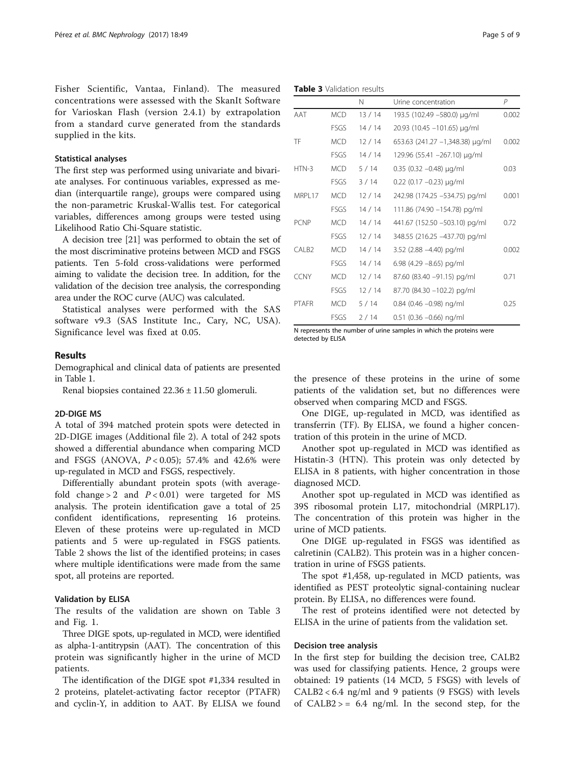Fisher Scientific, Vantaa, Finland). The measured concentrations were assessed with the SkanIt Software for Varioskan Flash (version 2.4.1) by extrapolation from a standard curve generated from the standards supplied in the kits.

### Statistical analyses

The first step was performed using univariate and bivariate analyses. For continuous variables, expressed as median (interquartile range), groups were compared using the non-parametric Kruskal-Wallis test. For categorical variables, differences among groups were tested using Likelihood Ratio Chi-Square statistic.

A decision tree [21] was performed to obtain the set of the most discriminative proteins between MCD and FSGS patients. Ten 5-fold cross-validations were performed aiming to validate the decision tree. In addition, for the validation of the decision tree analysis, the corresponding area under the ROC curve (AUC) was calculated.

Statistical analyses were performed with the SAS software v9.3 (SAS Institute Inc., Cary, NC, USA). Significance level was fixed at 0.05.

## Results

Demographical and clinical data of patients are presented in Table 1.

Renal biopsies contained 22.36 ± 11.50 glomeruli.

### 2D-DIGE MS

A total of 394 matched protein spots were detected in 2D-DIGE images (Additional file 2). A total of 242 spots showed a differential abundance when comparing MCD and FSGS (ANOVA, $P < 0.05$); 57.4% and 42.6% were up-regulated in MCD and FSGS, respectively.

Differentially abundant protein spots (with average-fold change > 2 and $P < 0.01$) were targeted for MS analysis. The protein identification gave a total of 25 confident identifications, representing 16 proteins. Eleven of these proteins were up-regulated in MCD patients and 5 were up-regulated in FSGS patients. Table 2 shows the list of the identified proteins; in cases where multiple identifications were made from the same spot, all proteins are reported.

### Validation by ELISA

The results of the validation are shown on Table 3 and Fig. 1.

Three DIGE spots, up-regulated in MCD, were identified as alpha-1-antitrypsin (AAT). The concentration of this protein was significantly higher in the urine of MCD patients.

The identification of the DIGE spot #1,334 resulted in 2 proteins, platelet-activating factor receptor (PTAFR) and cyclin-Y, in addition to AAT. By ELISA we found the presence of these proteins in the urine of some patients of the validation set, but no differences were observed when comparing MCD and FSGS.

**Table 3** Validation results

| | | N | Urine concentration | *P* |
|---|---|---|---|---|
| AAT | MCD | 13 / 14 | 193.5 (102.49 –580.0) μg/ml | 0.002 |
| | FSGS | 14 / 14 | 20.93 (10.45 –101.65) μg/ml | |
| TF | MCD | 12 / 14 | 653.63 (241.27 –1,348.38) μg/ml | 0.002 |
| | FSGS | 14 / 14 | 129.96 (55.41 –267.10) μg/ml | |
| HTN-3 | MCD | 5 / 14 | 0.35 (0.32 –0.48) μg/ml | 0.03 |
| | FSGS | 3 / 14 | 0.22 (0.17 –0.23) μg/ml | |
| MRPL17 | MCD | 12 / 14 | 242.98 (174.25 –534.75) pg/ml | 0.001 |
| | FSGS | 14 / 14 | 111.86 (74.90 –154.78) pg/ml | |
| PCNP | MCD | 14 / 14 | 441.67 (152.50 –503.10) pg/ml | 0.72 |
| | FSGS | 12 / 14 | 348.55 (216.25 –437.70) pg/ml | |
| CALB2 | MCD | 14 / 14 | 3.52 (2.88 –4.40) pg/ml | 0.002 |
| | FSGS | 14 / 14 | 6.98 (4.29 –8.65) pg/ml | |
| CCNY | MCD | 12 / 14 | 87.60 (83.40 –91.15) pg/ml | 0.71 |
| | FSGS | 12 / 14 | 87.70 (84.30 –102.2) pg/ml | |
| PTAFR | MCD | 5 / 14 | 0.84 (0.46 –0.98) ng/ml | 0.25 |
| | FSGS | 2 / 14 | 0.51 (0.36 –0.66) ng/ml | |

N represents the number of urine samples in which the proteins were detected by ELISA

One DIGE, up-regulated in MCD, was identified as transferrin (TF). By ELISA, we found a higher concentration of this protein in the urine of MCD.

Another spot up-regulated in MCD was identified as Histatin-3 (HTN). This protein was only detected by ELISA in 8 patients, with higher concentration in those diagnosed MCD.

Another spot up-regulated in MCD was identified as 39S ribosomal protein L17, mitochondrial (MRPL17). The concentration of this protein was higher in the urine of MCD patients.

One DIGE up-regulated in FSGS was identified as calretinin (CALB2). This protein was in a higher concentration in urine of FSGS patients.

The spot #1,458, up-regulated in MCD patients, was identified as PEST proteolytic signal-containing nuclear protein. By ELISA, no differences were found.

The rest of proteins identified were not detected by ELISA in the urine of patients from the validation set.

### Decision tree analysis

In the first step for building the decision tree, CALB2 was used for classifying patients. Hence, 2 groups were obtained: 19 patients (14 MCD, 5 FSGS) with levels of CALB2 < 6.4 ng/ml and 9 patients (9 FSGS) with levels of CALB2 > = 6.4 ng/ml. In the second step, for the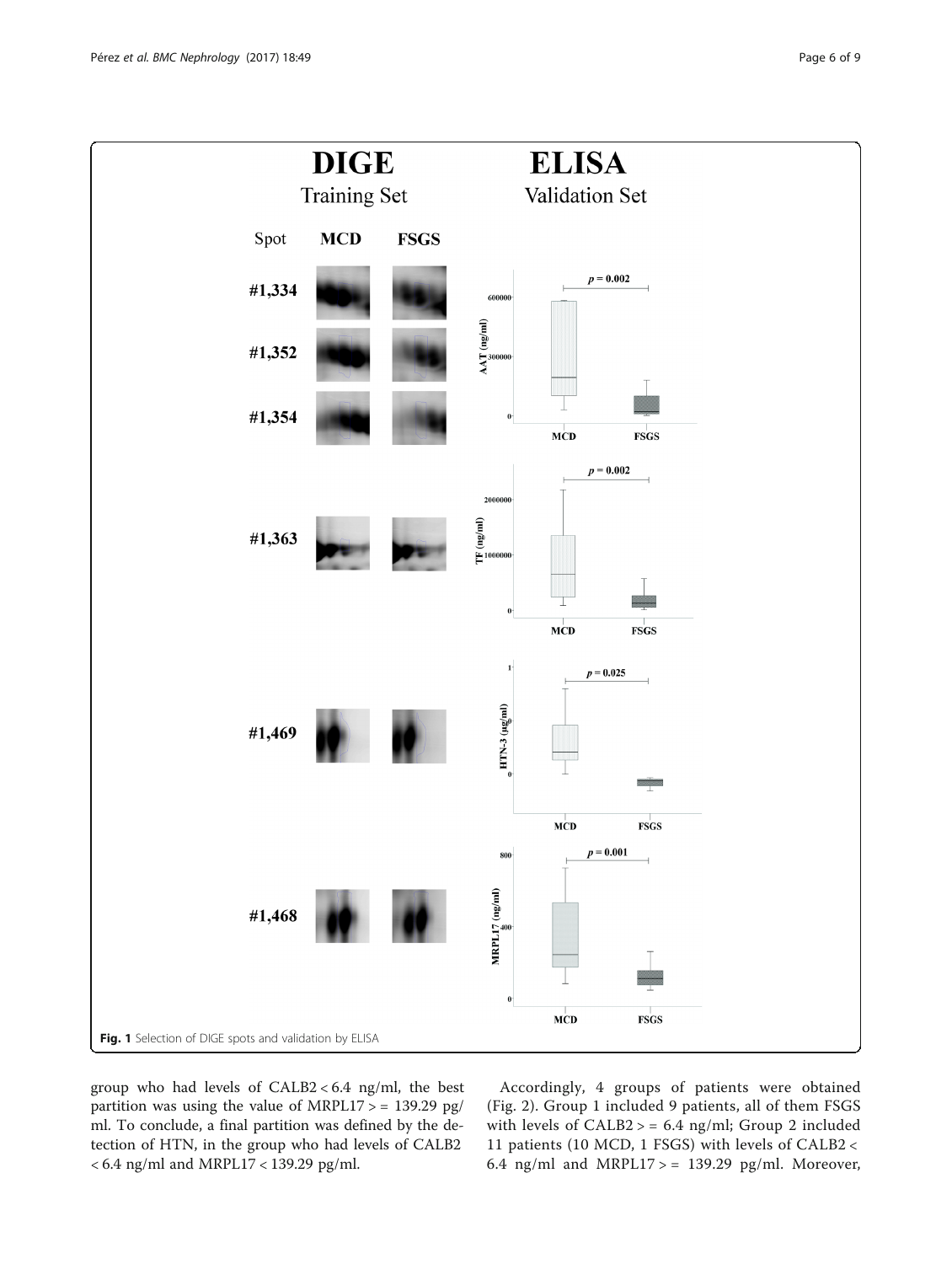Fig. 1 Selection of DIGE spots and validation by ELISA

group who had levels of CALB2 < 6.4 ng/ml, the best partition was using the value of MRPL17 > = 139.29 pg/ml. To conclude, a final partition was defined by the detection of HTN, in the group who had levels of CALB2 < 6.4 ng/ml and MRPL17 < 139.29 pg/ml.

Accordingly, 4 groups of patients were obtained (Fig. 2). Group 1 included 9 patients, all of them FSGS with levels of CALB2 > = 6.4 ng/ml; Group 2 included 11 patients (10 MCD, 1 FSGS) with levels of CALB2 < 6.4 ng/ml and MRPL17 > = 139.29 pg/ml. Moreover,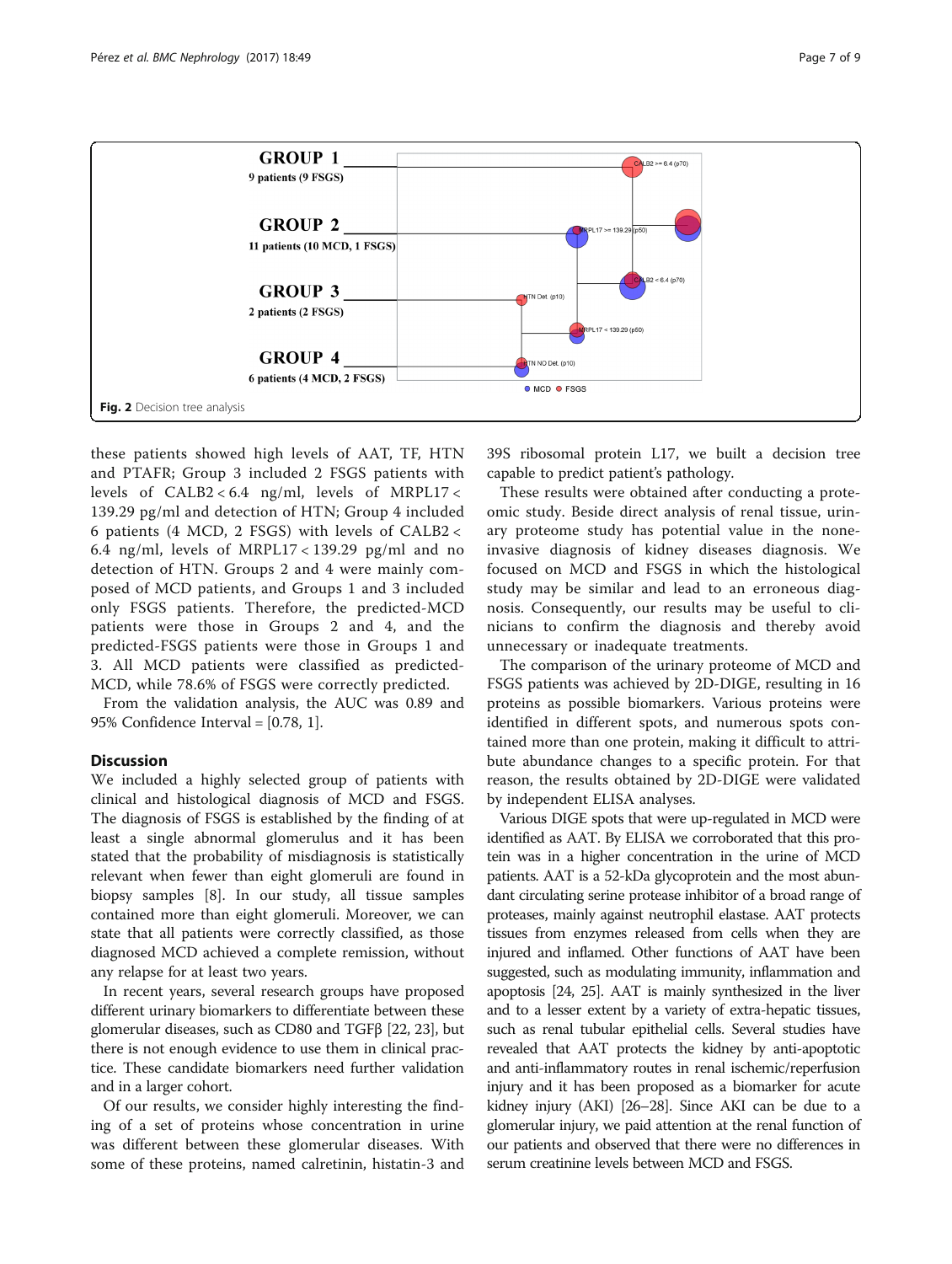Fig. 2 Decision tree analysis

these patients showed high levels of AAT, TF, HTN and PTAFR; Group 3 included 2 FSGS patients with levels of CALB2 < 6.4 ng/ml, levels of MRPL17 < 139.29 pg/ml and detection of HTN; Group 4 included 6 patients (4 MCD, 2 FSGS) with levels of CALB2 < 6.4 ng/ml, levels of MRPL17 < 139.29 pg/ml and no detection of HTN. Groups 2 and 4 were mainly composed of MCD patients, and Groups 1 and 3 included only FSGS patients. Therefore, the predicted-MCD patients were those in Groups 2 and 4, and the predicted-FSGS patients were those in Groups 1 and 3. All MCD patients were classified as predicted-MCD, while 78.6% of FSGS were correctly predicted.

From the validation analysis, the AUC was 0.89 and 95% Confidence Interval = [0.78, 1].

## Discussion

We included a highly selected group of patients with clinical and histological diagnosis of MCD and FSGS. The diagnosis of FSGS is established by the finding of at least a single abnormal glomerulus and it has been stated that the probability of misdiagnosis is statistically relevant when fewer than eight glomeruli are found in biopsy samples [8]. In our study, all tissue samples contained more than eight glomeruli. Moreover, we can state that all patients were correctly classified, as those diagnosed MCD achieved a complete remission, without any relapse for at least two years.

In recent years, several research groups have proposed different urinary biomarkers to differentiate between these glomerular diseases, such as CD80 and TGFβ [22, 23], but there is not enough evidence to use them in clinical practice. These candidate biomarkers need further validation and in a larger cohort.

Of our results, we consider highly interesting the finding of a set of proteins whose concentration in urine was different between these glomerular diseases. With some of these proteins, named calretinin, histatin-3 and 39S ribosomal protein L17, we built a decision tree capable to predict patient's pathology.

These results were obtained after conducting a proteomic study. Beside direct analysis of renal tissue, urinary proteome study has potential value in the none-invasive diagnosis of kidney diseases diagnosis. We focused on MCD and FSGS in which the histological study may be similar and lead to an erroneous diagnosis. Consequently, our results may be useful to clinicians to confirm the diagnosis and thereby avoid unnecessary or inadequate treatments.

The comparison of the urinary proteome of MCD and FSGS patients was achieved by 2D-DIGE, resulting in 16 proteins as possible biomarkers. Various proteins were identified in different spots, and numerous spots contained more than one protein, making it difficult to attribute abundance changes to a specific protein. For that reason, the results obtained by 2D-DIGE were validated by independent ELISA analyses.

Various DIGE spots that were up-regulated in MCD were identified as AAT. By ELISA we corroborated that this protein was in a higher concentration in the urine of MCD patients. AAT is a 52-kDa glycoprotein and the most abundant circulating serine protease inhibitor of a broad range of proteases, mainly against neutrophil elastase. AAT protects tissues from enzymes released from cells when they are injured and inflamed. Other functions of AAT have been suggested, such as modulating immunity, inflammation and apoptosis [24, 25]. AAT is mainly synthesized in the liver and to a lesser extent by a variety of extra-hepatic tissues, such as renal tubular epithelial cells. Several studies have revealed that AAT protects the kidney by anti-apoptotic and anti-inflammatory routes in renal ischemic/reperfusion injury and it has been proposed as a biomarker for acute kidney injury (AKI) [26–28]. Since AKI can be due to a glomerular injury, we paid attention at the renal function of our patients and observed that there were no differences in serum creatinine levels between MCD and FSGS.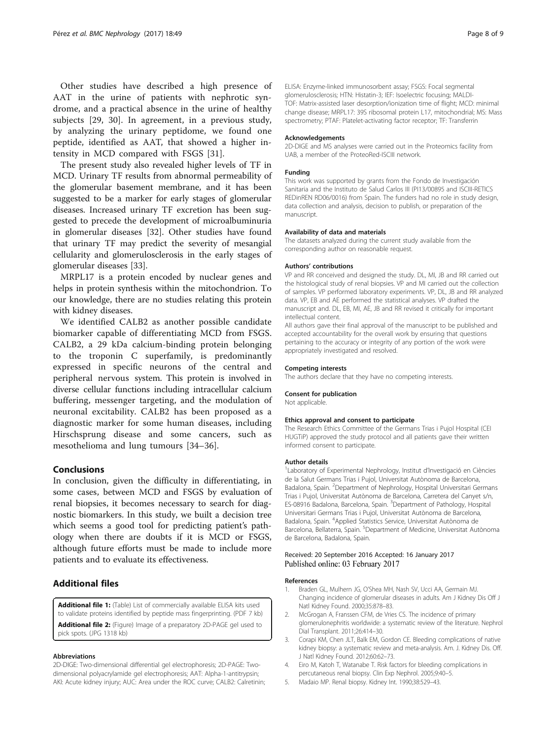Other studies have described a high presence of AAT in the urine of patients with nephrotic syndrome, and a practical absence in the urine of healthy subjects [29, 30]. In agreement, in a previous study, by analyzing the urinary peptidome, we found one peptide, identified as AAT, that showed a higher intensity in MCD compared with FSGS [31].

The present study also revealed higher levels of TF in MCD. Urinary TF results from abnormal permeability of the glomerular basement membrane, and it has been suggested to be a marker for early stages of glomerular diseases. Increased urinary TF excretion has been suggested to precede the development of microalbuminuria in glomerular diseases [32]. Other studies have found that urinary TF may predict the severity of mesangial cellularity and glomerulosclerosis in the early stages of glomerular diseases [33].

MRPL17 is a protein encoded by nuclear genes and helps in protein synthesis within the mitochondrion. To our knowledge, there are no studies relating this protein with kidney diseases.

We identified CALB2 as another possible candidate biomarker capable of differentiating MCD from FSGS. CALB2, a 29 kDa calcium-binding protein belonging to the troponin C superfamily, is predominantly expressed in specific neurons of the central and peripheral nervous system. This protein is involved in diverse cellular functions including intracellular calcium buffering, messenger targeting, and the modulation of neuronal excitability. CALB2 has been proposed as a diagnostic marker for some human diseases, including Hirschsprung disease and some cancers, such as mesothelioma and lung tumours [34–36].

## Conclusions

In conclusion, given the difficulty in differentiating, in some cases, between MCD and FSGS by evaluation of renal biopsies, it becomes necessary to search for diagnostic biomarkers. In this study, we built a decision tree which seems a good tool for predicting patient's pathology when there are doubts if it is MCD or FSGS, although future efforts must be made to include more patients and to evaluate its effectiveness.

## Additional files

**Additional file 1:** (Table) List of commercially available ELISA kits used to validate proteins identified by peptide mass fingerprinting. (PDF 7 kb)

**Additional file 2:** (Figure) Image of a preparatory 2D-PAGE gel used to pick spots. (JPG 1318 kb)

#### Abbreviations

2D-DIGE: Two-dimensional differential gel electrophoresis; 2D-PAGE: Two-dimensional polyacrylamide gel electrophoresis; AAT: Alpha-1-antitrypsin; AKI: Acute kidney injury; AUC: Area under the ROC curve; CALB2: Calretinin; ELISA: Enzyme-linked immunosorbent assay; FSGS: Focal segmental glomerulosclerosis; HTN: Histatin-3; IEF: Isoelectric focusing; MALDI-TOF: Matrix-assisted laser desorption/ionization time of flight; MCD: minimal change disease; MRPL17: 39S ribosomal protein L17, mitochondrial; MS: Mass spectrometry; PTAF: Platelet-activating factor receptor; TF: Transferrin

#### Acknowledgements

2D-DIGE and MS analyses were carried out in the Proteomics facility from UAB, a member of the ProteoRed-ISCIII network.

#### Funding

This work was supported by grants from the Fondo de Investigación Sanitaria and the Instituto de Salud Carlos III (PI13/00895 and ISCIII-RETICS REDinREN RD06/0016) from Spain. The funders had no role in study design, data collection and analysis, decision to publish, or preparation of the manuscript.

#### Availability of data and materials

The datasets analyzed during the current study available from the corresponding author on reasonable request.

#### Authors' contributions

VP and RR conceived and designed the study. DL, MI, JB and RR carried out the histological study of renal biopsies. VP and MI carried out the collection of samples. VP performed laboratory experiments. VP, DL, JB and RR analyzed data. VP, EB and AE performed the statistical analyses. VP drafted the manuscript and. DL, EB, MI, AE, JB and RR revised it critically for important intellectual content.

All authors gave their final approval of the manuscript to be published and accepted accountability for the overall work by ensuring that questions pertaining to the accuracy or integrity of any portion of the work were appropriately investigated and resolved.

#### Competing interests

The authors declare that they have no competing interests.

#### Consent for publication

Not applicable.

#### Ethics approval and consent to participate

The Research Ethics Committee of the Germans Trias i Pujol Hospital (CEI HUGTiP) approved the study protocol and all patients gave their written informed consent to participate.

#### Author details

[1]Laboratory of Experimental Nephrology, Institut d'Investigació en Ciències de la Salut Germans Trias i Pujol, Universitat Autònoma de Barcelona, Badalona, Spain. [2]Department of Nephrology, Hospital Universitari Germans Trias i Pujol, Universitat Autònoma de Barcelona, Carretera del Canyet s/n, ES-08916 Badalona, Barcelona, Spain. [3]Department of Pathology, Hospital Universitari Germans Trias i Pujol, Universitat Autònoma de Barcelona, Badalona, Spain. [4]Applied Statistics Service, Universitat Autònoma de Barcelona, Bellaterra, Spain. [5]Department of Medicine, Universitat Autònoma de Barcelona, Badalona, Spain.

Received: 20 September 2016 Accepted: 16 January 2017
Published online: 03 February 2017

#### References

1. Braden GL, Mulhern JG, O'Shea MH, Nash SV, Ucci AA, Germain MJ. Changing incidence of glomerular diseases in adults. Am J Kidney Dis Off J Natl Kidney Found. 2000;35:878–83.
2. McGrogan A, Franssen CFM, de Vries CS. The incidence of primary glomerulonephritis worldwide: a systematic review of the literature. Nephrol Dial Transplant. 2011;26:414–30.
3. Corapi KM, Chen JLT, Balk EM, Gordon CE. Bleeding complications of native kidney biopsy: a systematic review and meta-analysis. Am. J. Kidney Dis. Off. J Natl Kidney Found. 2012;60:62–73.
4. Eiro M, Katoh T, Watanabe T. Risk factors for bleeding complications in percutaneous renal biopsy. Clin Exp Nephrol. 2005;9:40–5.
5. Madaio MP. Renal biopsy. Kidney Int. 1990;38:529–43.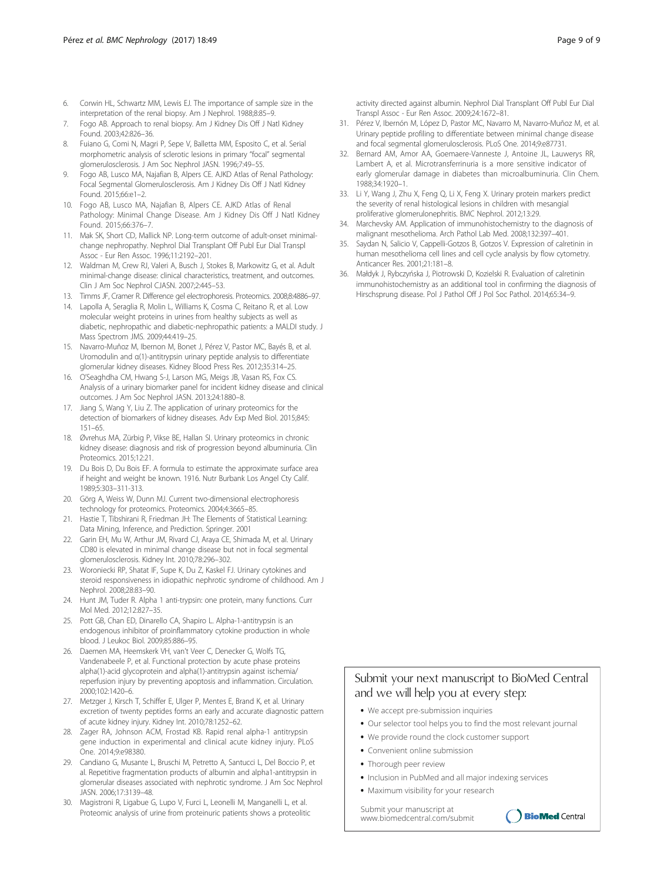6. Corwin HL, Schwartz MM, Lewis EJ. The importance of sample size in the interpretation of the renal biopsy. Am J Nephrol. 1988;8:85–9.
7. Fogo AB. Approach to renal biopsy. Am J Kidney Dis Off J Natl Kidney Found. 2003;42:826–36.
8. Fuiano G, Comi N, Magri P, Sepe V, Balletta MM, Esposito C, et al. Serial morphometric analysis of sclerotic lesions in primary "focal" segmental glomerulosclerosis. J Am Soc Nephrol JASN. 1996;7:49–55.
9. Fogo AB, Lusco MA, Najafian B, Alpers CE. AJKD Atlas of Renal Pathology: Focal Segmental Glomerulosclerosis. Am J Kidney Dis Off J Natl Kidney Found. 2015;66:e1–2.
10. Fogo AB, Lusco MA, Najafian B, Alpers CE. AJKD Atlas of Renal Pathology: Minimal Change Disease. Am J Kidney Dis Off J Natl Kidney Found. 2015;66:376–7.
11. Mak SK, Short CD, Mallick NP. Long-term outcome of adult-onset minimal-change nephropathy. Nephrol Dial Transplant Off Publ Eur Dial Transpl Assoc - Eur Ren Assoc. 1996;11:2192–201.
12. Waldman M, Crew RJ, Valeri A, Busch J, Stokes B, Markowitz G, et al. Adult minimal-change disease: clinical characteristics, treatment, and outcomes. Clin J Am Soc Nephrol CJASN. 2007;2:445–53.
13. Timms JF, Cramer R. Difference gel electrophoresis. Proteomics. 2008;8:4886–97.
14. Lapolla A, Seraglia R, Molin L, Williams K, Cosma C, Reitano R, et al. Low molecular weight proteins in urines from healthy subjects as well as diabetic, nephropathic and diabetic-nephropathic patients: a MALDI study. J Mass Spectrom JMS. 2009;44:419–25.
15. Navarro-Muñoz M, Ibernon M, Bonet J, Pérez V, Pastor MC, Bayés B, et al. Uromodulin and α(1)-antitrypsin urinary peptide analysis to differentiate glomerular kidney diseases. Kidney Blood Press Res. 2012;35:314–25.
16. O'Seaghdha CM, Hwang S-J, Larson MG, Meigs JB, Vasan RS, Fox CS. Analysis of a urinary biomarker panel for incident kidney disease and clinical outcomes. J Am Soc Nephrol JASN. 2013;24:1880–8.
17. Jiang S, Wang Y, Liu Z. The application of urinary proteomics for the detection of biomarkers of kidney diseases. Adv Exp Med Biol. 2015;845: 151–65.
18. Øvrehus MA, Zürbig P, Vikse BE, Hallan SI. Urinary proteomics in chronic kidney disease: diagnosis and risk of progression beyond albuminuria. Clin Proteomics. 2015;12:21.
19. Du Bois D, Du Bois EF. A formula to estimate the approximate surface area if height and weight be known. 1916. Nutr Burbank Los Angel Cty Calif. 1989;5:303–311-313.
20. Görg A, Weiss W, Dunn MJ. Current two-dimensional electrophoresis technology for proteomics. Proteomics. 2004;4:3665–85.
21. Hastie T, Tibshirani R, Friedman JH: The Elements of Statistical Learning: Data Mining, Inference, and Prediction. Springer. 2001
22. Garin EH, Mu W, Arthur JM, Rivard CJ, Araya CE, Shimada M, et al. Urinary CD80 is elevated in minimal change disease but not in focal segmental glomerulosclerosis. Kidney Int. 2010;78:296–302.
23. Woroniecki RP, Shatat IF, Supe K, Du Z, Kaskel FJ. Urinary cytokines and steroid responsiveness in idiopathic nephrotic syndrome of childhood. Am J Nephrol. 2008;28:83–90.
24. Hunt JM, Tuder R. Alpha 1 anti-trypsin: one protein, many functions. Curr Mol Med. 2012;12:827–35.
25. Pott GB, Chan ED, Dinarello CA, Shapiro L. Alpha-1-antitrypsin is an endogenous inhibitor of proinflammatory cytokine production in whole blood. J Leukoc Biol. 2009;85:886–95.
26. Daemen MA, Heemskerk VH, van't Veer C, Denecker G, Wolfs TG, Vandenabeele P, et al. Functional protection by acute phase proteins alpha(1)-acid glycoprotein and alpha(1)-antitrypsin against ischemia/reperfusion injury by preventing apoptosis and inflammation. Circulation. 2000;102:1420–6.
27. Metzger J, Kirsch T, Schiffer E, Ulger P, Mentes E, Brand K, et al. Urinary excretion of twenty peptides forms an early and accurate diagnostic pattern of acute kidney injury. Kidney Int. 2010;78:1252–62.
28. Zager RA, Johnson ACM, Frostad KB. Rapid renal alpha-1 antitrypsin gene induction in experimental and clinical acute kidney injury. PLoS One. 2014;9:e98380.
29. Candiano G, Musante L, Bruschi M, Petretto A, Santucci L, Del Boccio P, et al. Repetitive fragmentation products of albumin and alpha1-antitrypsin in glomerular diseases associated with nephrotic syndrome. J Am Soc Nephrol JASN. 2006;17:3139–48.
30. Magistroni R, Ligabue G, Lupo V, Furci L, Leonelli M, Manganelli L, et al. Proteomic analysis of urine from proteinuric patients shows a proteolitic activity directed against albumin. Nephrol Dial Transplant Off Publ Eur Dial Transpl Assoc - Eur Ren Assoc. 2009;24:1672–81.
31. Pérez V, Ibernón M, López D, Pastor MC, Navarro M, Navarro-Muñoz M, et al. Urinary peptide profiling to differentiate between minimal change disease and focal segmental glomerulosclerosis. PLoS One. 2014;9:e87731.
32. Bernard AM, Amor AA, Goemaere-Vanneste J, Antoine JL, Lauwerys RR, Lambert A, et al. Microtransferrinuria is a more sensitive indicator of early glomerular damage in diabetes than microalbuminuria. Clin Chem. 1988;34:1920–1.
33. Li Y, Wang J, Zhu X, Feng Q, Li X, Feng X. Urinary protein markers predict the severity of renal histological lesions in children with mesangial proliferative glomerulonephritis. BMC Nephrol. 2012;13:29.
34. Marchevsky AM. Application of immunohistochemistry to the diagnosis of malignant mesothelioma. Arch Pathol Lab Med. 2008;132:397–401.
35. Saydan N, Salicio V, Cappelli-Gotzos B, Gotzos V. Expression of calretinin in human mesothelioma cell lines and cell cycle analysis by flow cytometry. Anticancer Res. 2001;21:181–8.
36. Małdyk J, Rybczyńska J, Piotrowski D, Kozielski R. Evaluation of calretinin immunohistochemistry as an additional tool in confirming the diagnosis of Hirschsprung disease. Pol J Pathol Off J Pol Soc Pathol. 2014;65:34–9.

Submit your next manuscript to BioMed Central and we will help you at every step:

- We accept pre-submission inquiries
- Our selector tool helps you to find the most relevant journal
- We provide round the clock customer support
- Convenient online submission
- Thorough peer review
- Inclusion in PubMed and all major indexing services
- Maximum visibility for your research

Submit your manuscript at
www.biomedcentral.com/submit

BioMed Central